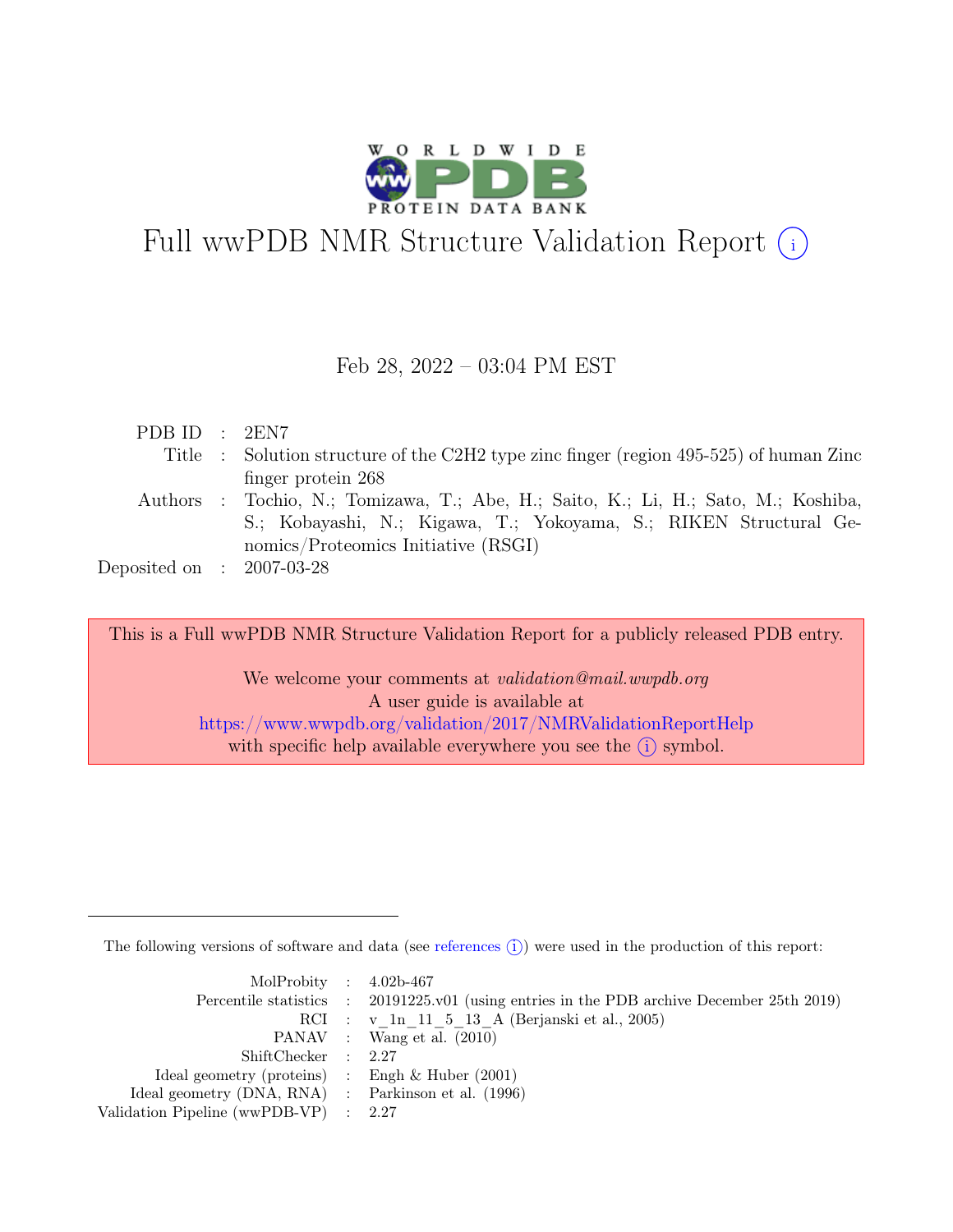# Full wwPDB NMR Structure Validation Report (i)

Feb 28, 2022 – 03:04 PM EST

| | | |
|---|---|---|
| PDB ID | : | 2EN7 |
| Title | : | Solution structure of the C2H2 type zinc finger (region 495-525) of human Zinc finger protein 268 |
| Authors | : | Tochio, N.; Tomizawa, T.; Abe, H.; Saito, K.; Li, H.; Sato, M.; Koshiba, S.; Kobayashi, N.; Kigawa, T.; Yokoyama, S.; RIKEN Structural Genomics/Proteomics Initiative (RSGI) |
| Deposited on | : | 2007-03-28 |

This is a Full wwPDB NMR Structure Validation Report for a publicly released PDB entry.

We welcome your comments at *validation@mail.wwpdb.org*
A user guide is available at
https://www.wwpdb.org/validation/2017/NMRValidationReportHelp
with specific help available everywhere you see the (i) symbol.

---

The following versions of software and data (see references (i)) were used in the production of this report:

| | | |
|---|---|---|
| MolProbity | : | 4.02b-467 |
| Percentile statistics | : | 20191225.v01 (using entries in the PDB archive December 25th 2019) |
| RCI | : | v_1n_11_5_13_A (Berjanski et al., 2005) |
| PANAV | : | Wang et al. (2010) |
| ShiftChecker | : | 2.27 |
| Ideal geometry (proteins) | : | Engh & Huber (2001) |
| Ideal geometry (DNA, RNA) | : | Parkinson et al. (1996) |
| Validation Pipeline (wwPDB-VP) | : | 2.27 |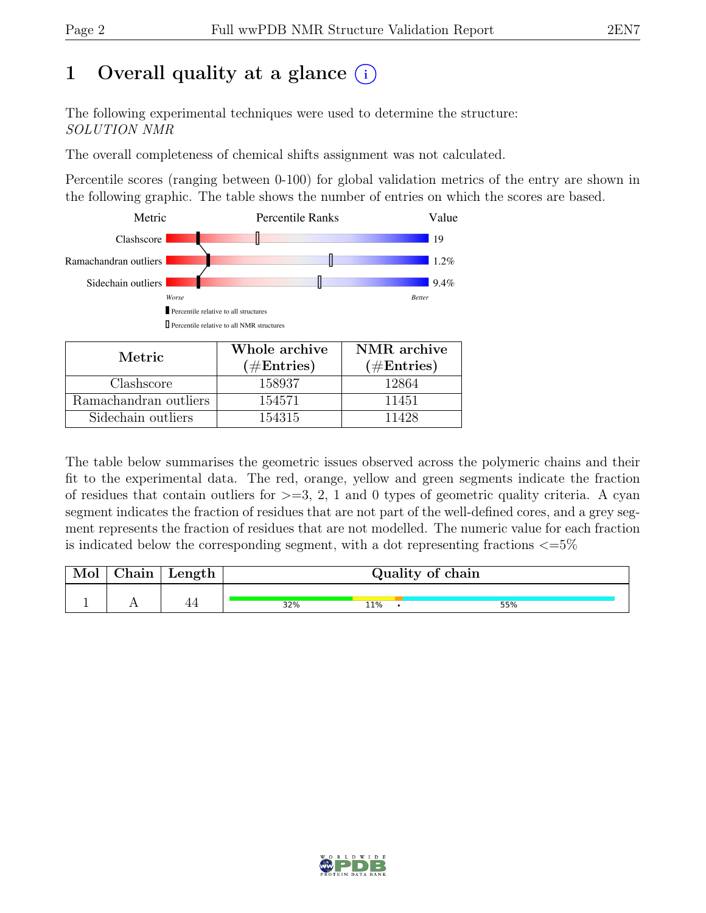# 1 Overall quality at a glance (i)

The following experimental techniques were used to determine the structure:
*SOLUTION NMR*

The overall completeness of chemical shifts assignment was not calculated.

Percentile scores (ranging between 0-100) for global validation metrics of the entry are shown in the following graphic. The table shows the number of entries on which the scores are based.

| Metric | Value |
|---|---|
| Clashscore | 19 |
| Ramachandran outliers | 1.2% |
| Sidechain outliers | 9.4% |

| Metric | Whole archive (#Entries) | NMR archive (#Entries) |
|---|---|---|
| Clashscore | 158937 | 12864 |
| Ramachandran outliers | 154571 | 11451 |
| Sidechain outliers | 154315 | 11428 |

The table below summarises the geometric issues observed across the polymeric chains and their fit to the experimental data. The red, orange, yellow and green segments indicate the fraction of residues that contain outliers for >=3, 2, 1 and 0 types of geometric quality criteria. A cyan segment indicates the fraction of residues that are not part of the well-defined cores, and a grey segment represents the fraction of residues that are not modelled. The numeric value for each fraction is indicated below the corresponding segment, with a dot representing fractions <=5%

| Mol | Chain | Length | Quality of chain |
|---|---|---|---|
| 1 | A | 44 | 32% 11% • 55% |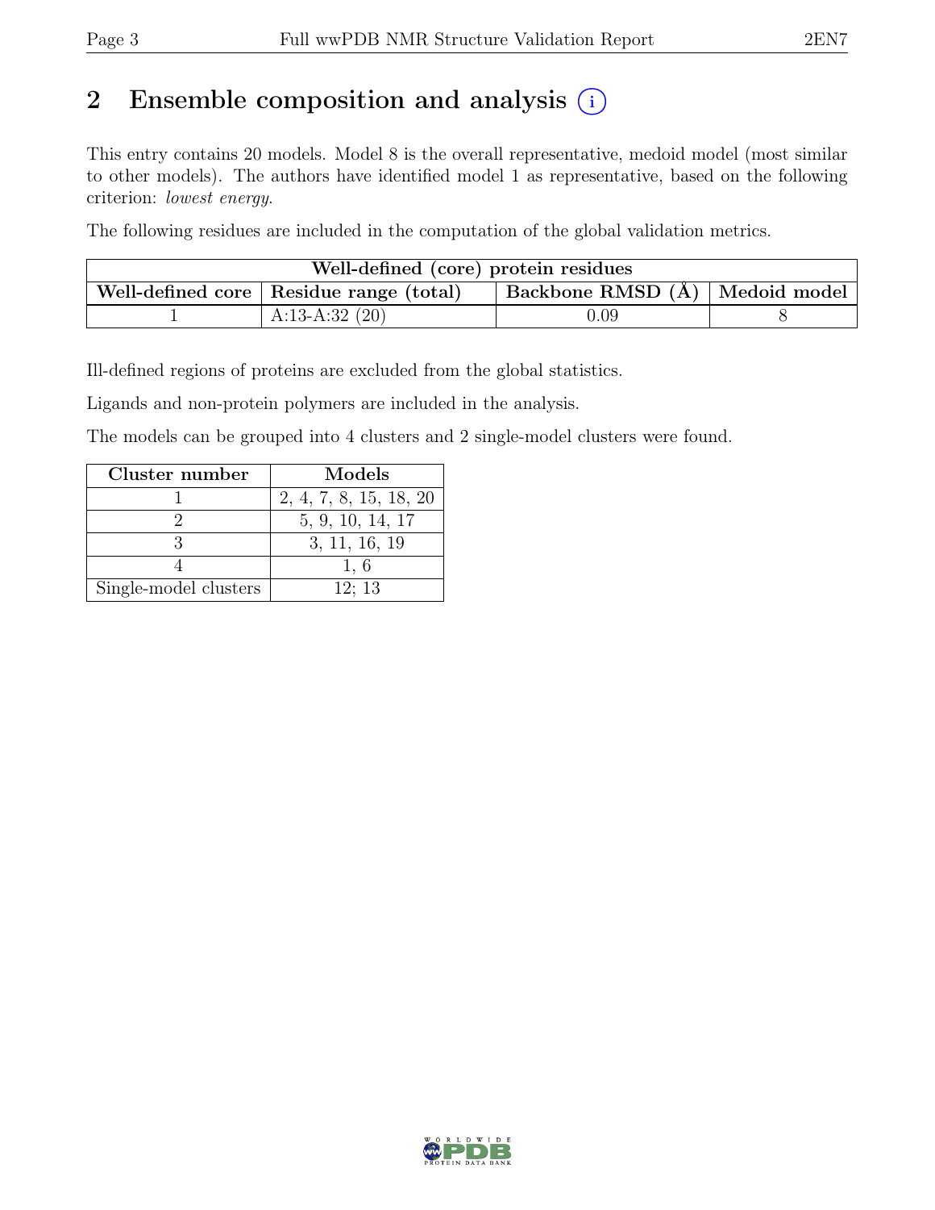# 2 Ensemble composition and analysis (i)

This entry contains 20 models. Model 8 is the overall representative, medoid model (most similar to other models). The authors have identified model 1 as representative, based on the following criterion: *lowest energy*.

The following residues are included in the computation of the global validation metrics.

| Well-defined (core) protein residues | | | |
|---|---|---|---|
| Well-defined core | Residue range (total) | Backbone RMSD (Å) | Medoid model |
| 1 | A:13-A:32 (20) | 0.09 | 8 |

Ill-defined regions of proteins are excluded from the global statistics.

Ligands and non-protein polymers are included in the analysis.

The models can be grouped into 4 clusters and 2 single-model clusters were found.

| Cluster number | Models |
|---|---|
| 1 | 2, 4, 7, 8, 15, 18, 20 |
| 2 | 5, 9, 10, 14, 17 |
| 3 | 3, 11, 16, 19 |
| 4 | 1, 6 |
| Single-model clusters | 12; 13 |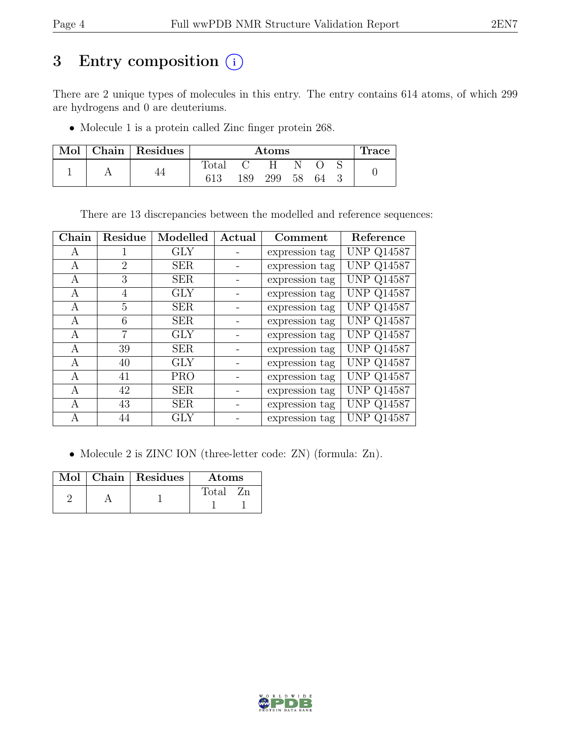# 3 Entry composition (i)

There are 2 unique types of molecules in this entry. The entry contains 614 atoms, of which 299 are hydrogens and 0 are deuteriums.

- Molecule 1 is a protein called Zinc finger protein 268.

| Mol | Chain | Residues | Atoms | | | | | | Trace |
|---|---|---|---|---|---|---|---|---|---|
| | | | Total | C | H | N | O | S | |
| 1 | A | 44 | 613 | 189 | 299 | 58 | 64 | 3 | 0 |

There are 13 discrepancies between the modelled and reference sequences:

| Chain | Residue | Modelled | Actual | Comment | Reference |
|---|---|---|---|---|---|
| A | 1 | GLY | - | expression tag | UNP Q14587 |
| A | 2 | SER | - | expression tag | UNP Q14587 |
| A | 3 | SER | - | expression tag | UNP Q14587 |
| A | 4 | GLY | - | expression tag | UNP Q14587 |
| A | 5 | SER | - | expression tag | UNP Q14587 |
| A | 6 | SER | - | expression tag | UNP Q14587 |
| A | 7 | GLY | - | expression tag | UNP Q14587 |
| A | 39 | SER | - | expression tag | UNP Q14587 |
| A | 40 | GLY | - | expression tag | UNP Q14587 |
| A | 41 | PRO | - | expression tag | UNP Q14587 |
| A | 42 | SER | - | expression tag | UNP Q14587 |
| A | 43 | SER | - | expression tag | UNP Q14587 |
| A | 44 | GLY | - | expression tag | UNP Q14587 |

- Molecule 2 is ZINC ION (three-letter code: ZN) (formula: Zn).

| Mol | Chain | Residues | Atoms | |
|---|---|---|---|---|
| | | | Total | Zn |
| 2 | A | 1 | 1 | 1 |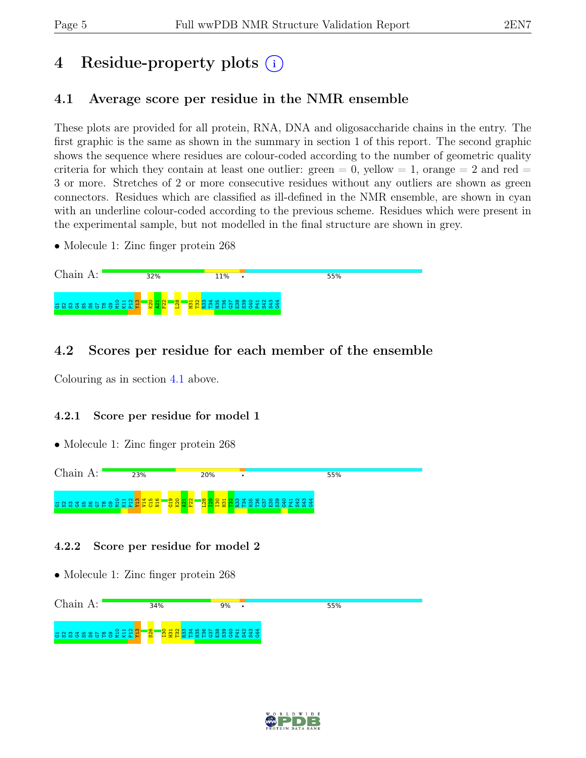# 4 Residue-property plots

## 4.1 Average score per residue in the NMR ensemble

These plots are provided for all protein, RNA, DNA and oligosaccharide chains in the entry. The first graphic is the same as shown in the summary in section 1 of this report. The second graphic shows the sequence where residues are colour-coded according to the number of geometric quality criteria for which they contain at least one outlier: green = 0, yellow = 1, orange = 2 and red = 3 or more. Stretches of 2 or more consecutive residues without any outliers are shown as green connectors. Residues which are classified as ill-defined in the NMR ensemble, are shown in cyan with an underline colour-coded according to the previous scheme. Residues which were present in the experimental sample, but not modelled in the final structure are shown in grey.

- Molecule 1: Zinc finger protein 268

Chain A: 32% 11% • 55%

G1 S2 S3 G4 S5 S6 G7 T8 G9 M10 K11 P12 Y13 K20 A21 F22 L28 H31 T32 R33 T34 H35 T36 G37 E38 S39 G40 P41 S42 S43 G44

## 4.2 Scores per residue for each member of the ensemble

Colouring as in section 4.1 above.

### 4.2.1 Score per residue for model 1

- Molecule 1: Zinc finger protein 268

Chain A: 23% 20% • 55%

G1 S2 S3 G4 S5 S6 G7 T8 G9 M10 K11 P12 Y13 V14 C15 N16 G19 K20 A21 F22 L28 I29 I30 H31 T32 R33 T34 H35 T36 G37 E38 S39 G40 P41 S42 S43 G44

### 4.2.2 Score per residue for model 2

- Molecule 1: Zinc finger protein 268

Chain A: 34% 9% • 55%

G1 S2 S3 G4 S5 S6 G7 T8 G9 M10 K11 P12 Y13 S26 I30 H31 T32 R33 T34 H35 T36 G37 E38 S39 G40 P41 S42 S43 G44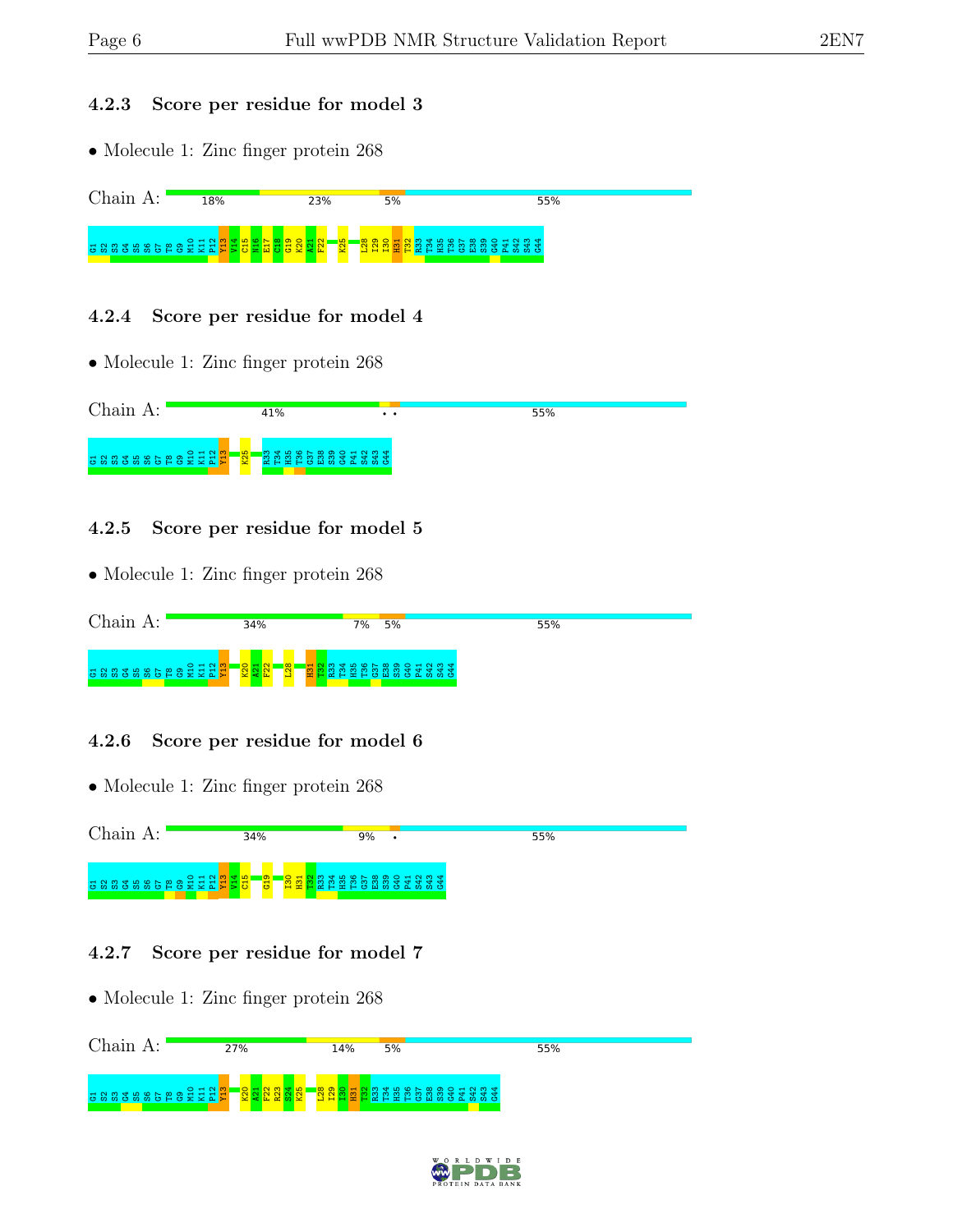### 4.2.3 Score per residue for model 3

- Molecule 1: Zinc finger protein 268

Chain A: 18% 23% 5% 55%

G1 S2 S3 G4 S5 S6 G7 T8 G9 M10 K11 P12 Y13 V14 C15 N16 E17 C18 G19 K20 A21 F22 K25 L28 I29 I30 H31 T32 R33 T34 H35 T36 G37 E38 S39 G40 P41 S42 S43 G44

### 4.2.4 Score per residue for model 4

- Molecule 1: Zinc finger protein 268

Chain A: 41% • • 55%

G1 S2 S3 G4 S5 S6 G7 T8 G9 M10 K11 P12 Y13 K25 R33 T34 H35 T36 G37 E38 S39 G40 P41 S42 S43 G44

### 4.2.5 Score per residue for model 5

- Molecule 1: Zinc finger protein 268

Chain A: 34% 7% 5% 55%

G1 S2 S3 G4 S5 S6 G7 T8 G9 M10 K11 P12 Y13 K20 A21 F22 L28 H31 T32 R33 T34 H35 T36 G37 E38 S39 G40 P41 S42 S43 G44

### 4.2.6 Score per residue for model 6

- Molecule 1: Zinc finger protein 268

Chain A: 34% 9% • 55%

G1 S2 S3 G4 S5 S6 G7 T8 G9 M10 K11 P12 Y13 V14 C15 G19 I30 H31 T32 R33 T34 H35 T36 G37 E38 S39 G40 P41 S42 S43 G44

### 4.2.7 Score per residue for model 7

- Molecule 1: Zinc finger protein 268

Chain A: 27% 14% 5% 55%

G1 S2 S3 G4 S5 S6 G7 T8 G9 M10 K11 P12 Y13 K20 A21 F22 R23 S24 K25 L28 I29 I30 H31 T32 R33 T34 H35 T36 G37 E38 S39 G40 P41 S42 S43 G44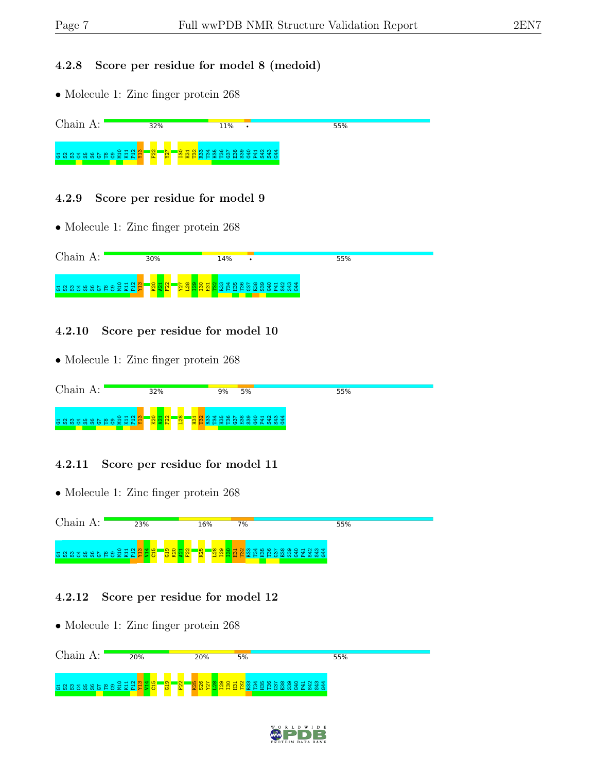### 4.2.8 Score per residue for model 8 (medoid)

- Molecule 1: Zinc finger protein 268

Chain A: 32% 11% • 55%

G1 S2 S3 G4 S5 S6 G7 T8 G9 M10 K11 P12 Y13 F22 Y27 I30 H31 T32 R33 T34 H35 T36 G37 E38 S39 G40 P41 S42 S43 G44

### 4.2.9 Score per residue for model 9

- Molecule 1: Zinc finger protein 268

Chain A: 30% 14% • 55%

G1 S2 S3 G4 S5 S6 G7 T8 G9 M10 K11 P12 Y13 K20 A21 F22 Y27 L28 I29 I30 H31 T32 R33 T34 H35 T36 G37 E38 S39 G40 P41 S42 S43 G44

### 4.2.10 Score per residue for model 10

- Molecule 1: Zinc finger protein 268

Chain A: 32% 9% 5% 55%

G1 S2 S3 G4 S5 S6 G7 T8 G9 M10 K11 P12 Y13 K20 A21 F22 L28 H31 T32 R33 T34 H35 T36 G37 E38 S39 G40 P41 S42 S43 G44

### 4.2.11 Score per residue for model 11

- Molecule 1: Zinc finger protein 268

Chain A: 23% 16% 7% 55%

G1 S2 S3 G4 S5 S6 G7 T8 G9 M10 K11 P12 Y13 V14 C15 G19 K20 A21 F22 K25 L28 I29 I30 H31 T32 R33 T34 H35 T36 G37 E38 S39 G40 P41 S42 S43 G44

### 4.2.12 Score per residue for model 12

- Molecule 1: Zinc finger protein 268

Chain A: 20% 20% 5% 55%

G1 S2 S3 G4 S5 S6 G7 T8 G9 M10 K11 P12 Y13 V14 C15 G19 F22 K25 S26 Y27 L28 I29 I30 H31 T32 R33 T34 H35 T36 G37 E38 S39 G40 P41 S42 S43 G44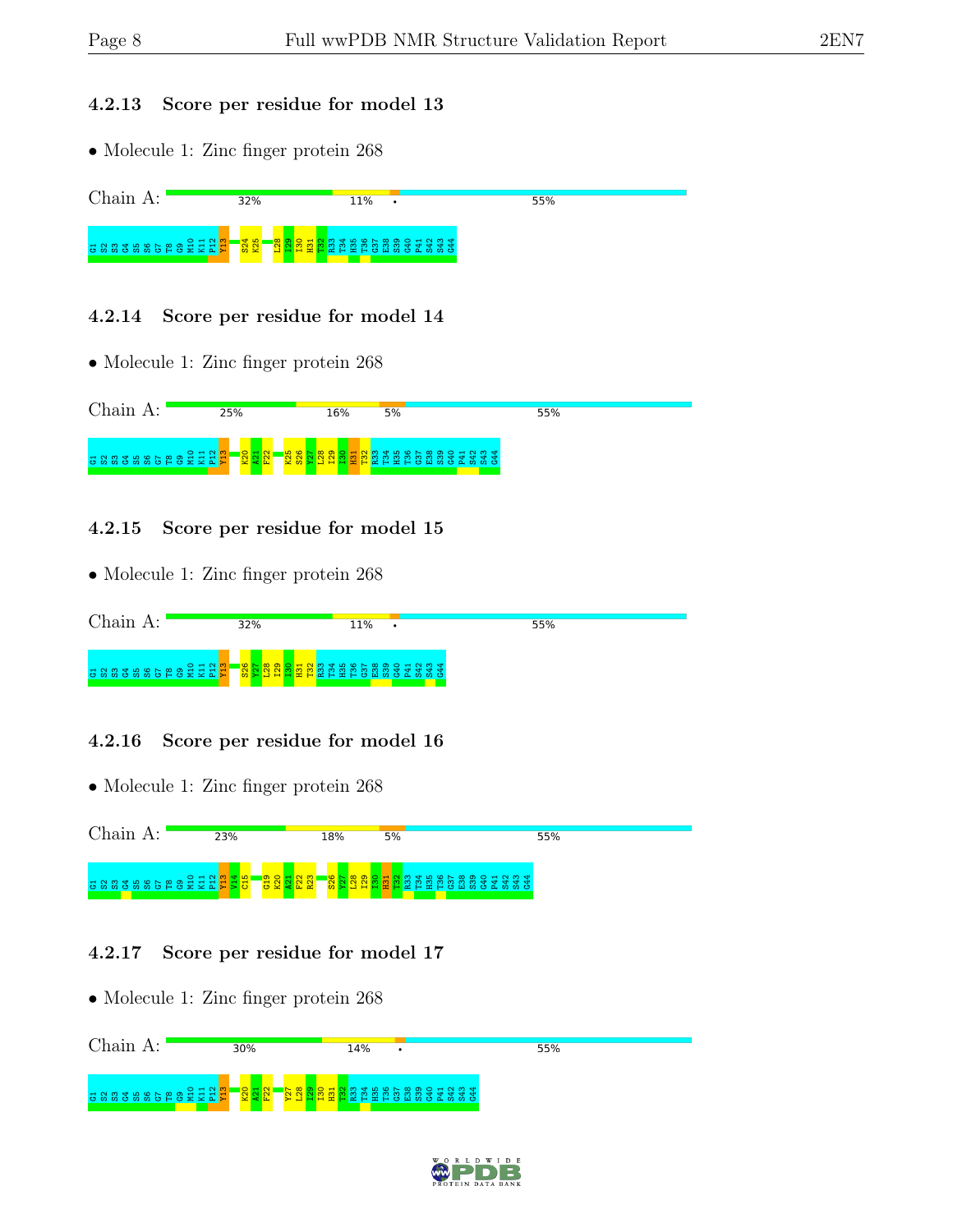### 4.2.13 Score per residue for model 13

- Molecule 1: Zinc finger protein 268

Chain A: 32% 11% • 55%

G1 S2 S3 G4 S5 S6 G7 T8 G9 M10 K11 P12 Y13 S24 K25 L28 I29 I30 H31 T32 R33 T34 H35 T36 G37 E38 S39 G40 P41 S42 S43 G44

### 4.2.14 Score per residue for model 14

- Molecule 1: Zinc finger protein 268

Chain A: 25% 16% 5% 55%

G1 S2 S3 G4 S5 S6 G7 T8 G9 M10 K11 P12 Y13 K20 A21 F22 K25 S26 Y27 L28 I29 I30 H31 T32 R33 T34 H35 T36 G37 E38 S39 G40 P41 S42 S43 G44

### 4.2.15 Score per residue for model 15

- Molecule 1: Zinc finger protein 268

Chain A: 32% 11% • 55%

G1 S2 S3 G4 S5 S6 G7 T8 G9 M10 K11 P12 Y13 S26 Y27 L28 I29 I30 H31 T32 R33 T34 H35 T36 G37 E38 S39 G40 P41 S42 S43 G44

### 4.2.16 Score per residue for model 16

- Molecule 1: Zinc finger protein 268

Chain A: 23% 18% 5% 55%

G1 S2 S3 G4 S5 S6 G7 T8 G9 M10 K11 P12 Y13 V14 C15 G19 K20 A21 F22 R23 S26 Y27 L28 I29 I30 H31 T32 R33 T34 H35 T36 G37 E38 S39 G40 P41 S42 S43 G44

### 4.2.17 Score per residue for model 17

- Molecule 1: Zinc finger protein 268

Chain A: 30% 14% • 55%

G1 S2 S3 G4 S5 S6 G7 T8 G9 M10 K11 P12 Y13 K20 A21 F22 Y27 L28 I29 I30 H31 T32 R33 T34 H35 T36 G37 E38 S39 G40 P41 S42 S43 G44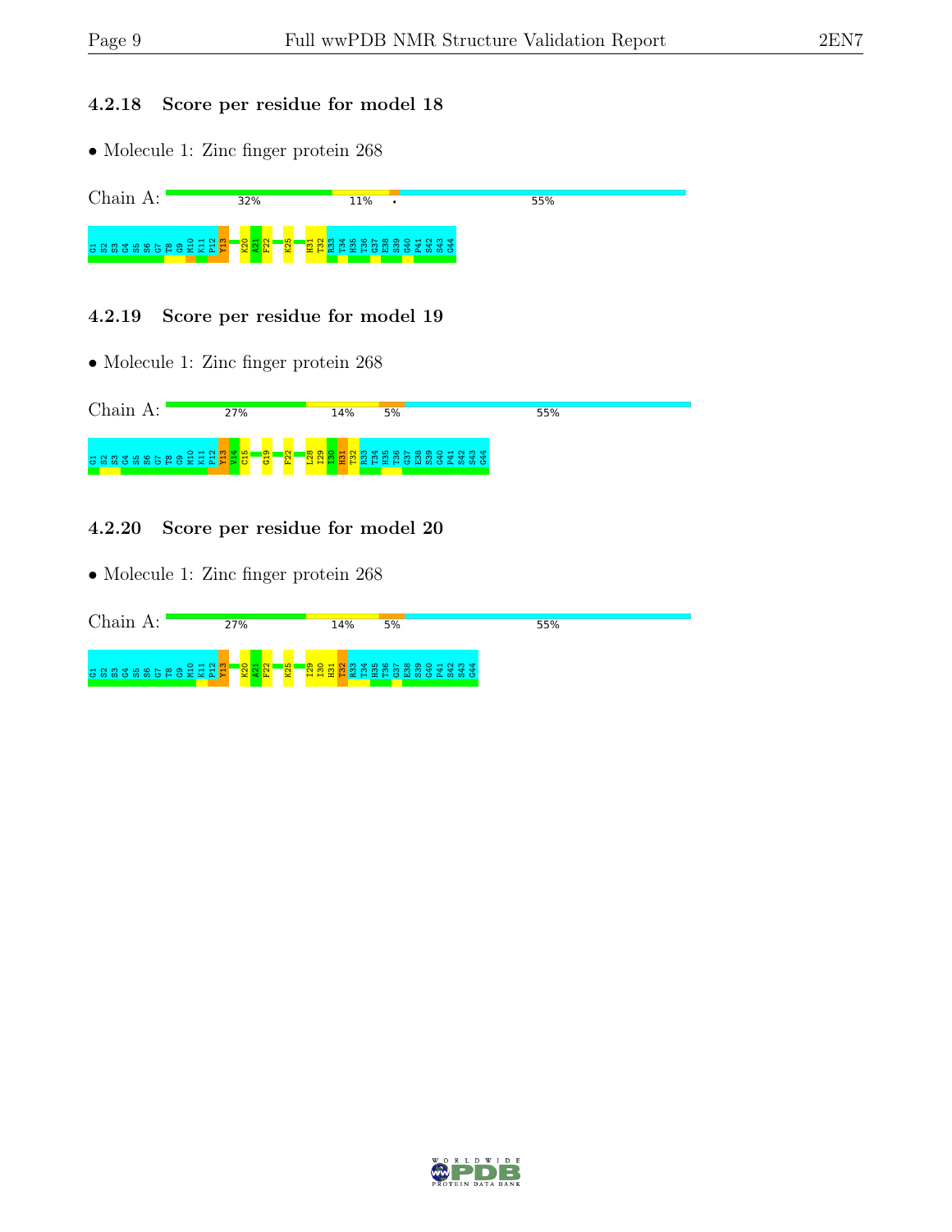### 4.2.18 Score per residue for model 18

• Molecule 1: Zinc finger protein 268

Chain A: 32% 11% • 55%

G1 S2 S3 G4 S5 S6 G7 T8 G9 M10 K11 P12 Y13 K20 A21 F22 K25 H31 T32 R33 T34 H35 T36 G37 E38 S39 G40 P41 S42 S43 G44

### 4.2.19 Score per residue for model 19

• Molecule 1: Zinc finger protein 268

Chain A: 27% 14% 5% 55%

G1 S2 S3 G4 S5 S6 G7 T8 G9 M10 K11 P12 Y13 V14 C15 G19 F22 L28 I29 I30 H31 T32 R33 T34 H35 T36 G37 E38 S39 G40 P41 S42 S43 G44

### 4.2.20 Score per residue for model 20

• Molecule 1: Zinc finger protein 268

Chain A: 27% 14% 5% 55%

G1 S2 S3 G4 S5 S6 G7 T8 G9 M10 K11 P12 Y13 K20 A21 F22 K25 I29 I30 H31 T32 R33 T34 H35 T36 G37 E38 S39 G40 P41 S42 S43 G44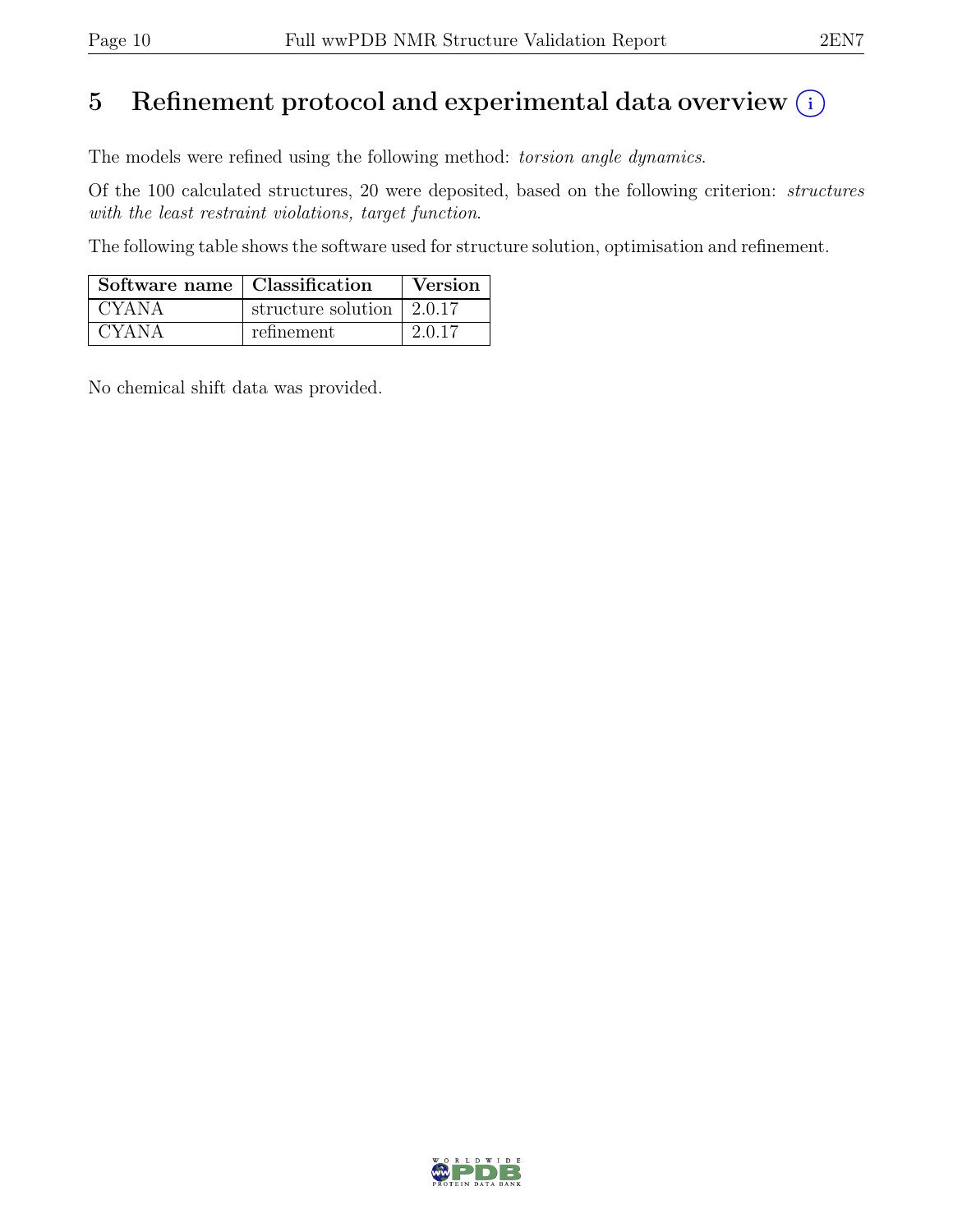# 5 Refinement protocol and experimental data overview (i)

The models were refined using the following method: *torsion angle dynamics*.

Of the 100 calculated structures, 20 were deposited, based on the following criterion: *structures with the least restraint violations, target function*.

The following table shows the software used for structure solution, optimisation and refinement.

| Software name | Classification | Version |
|---|---|---|
| CYANA | structure solution | 2.0.17 |
| CYANA | refinement | 2.0.17 |

No chemical shift data was provided.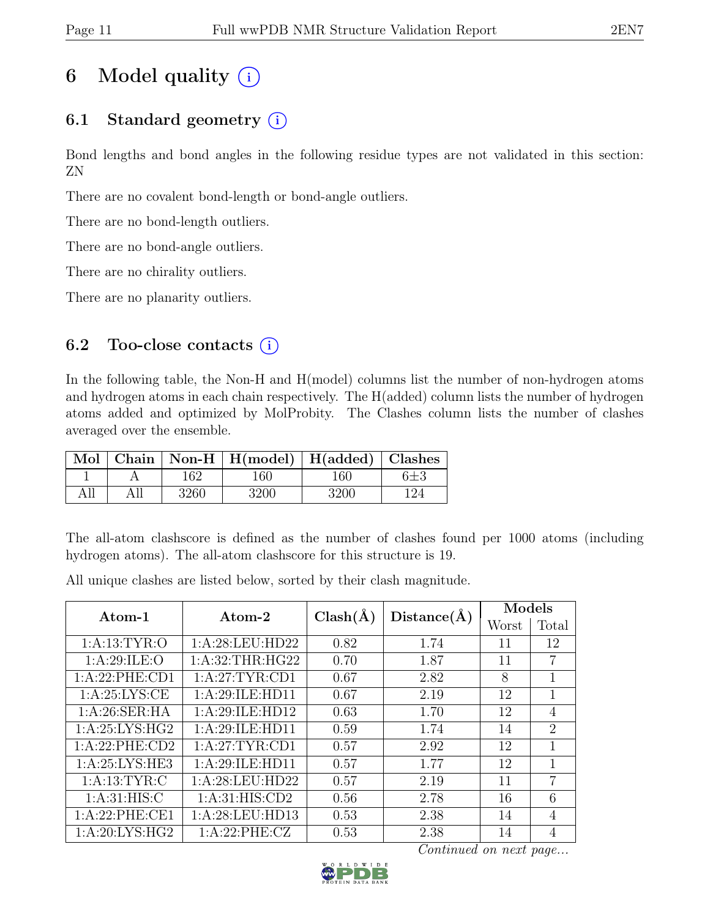# 6 Model quality (i)

## 6.1 Standard geometry (i)

Bond lengths and bond angles in the following residue types are not validated in this section: ZN

There are no covalent bond-length or bond-angle outliers.

There are no bond-length outliers.

There are no bond-angle outliers.

There are no chirality outliers.

There are no planarity outliers.

## 6.2 Too-close contacts (i)

In the following table, the Non-H and H(model) columns list the number of non-hydrogen atoms and hydrogen atoms in each chain respectively. The H(added) column lists the number of hydrogen atoms added and optimized by MolProbity. The Clashes column lists the number of clashes averaged over the ensemble.

| Mol | Chain | Non-H | H(model) | H(added) | Clashes |
|---|---|---|---|---|---|
| 1 | A | 162 | 160 | 160 | 6±3 |
| All | All | 3260 | 3200 | 3200 | 124 |

The all-atom clashscore is defined as the number of clashes found per 1000 atoms (including hydrogen atoms). The all-atom clashscore for this structure is 19.

All unique clashes are listed below, sorted by their clash magnitude.

| Atom-1 | Atom-2 | Clash(Å) | Distance(Å) | Models | |
|---|---|---|---|---|---|
| | | | | Worst | Total |
| 1:A:13:TYR:O | 1:A:28:LEU:HD22 | 0.82 | 1.74 | 11 | 12 |
| 1:A:29:ILE:O | 1:A:32:THR:HG22 | 0.70 | 1.87 | 11 | 7 |
| 1:A:22:PHE:CD1 | 1:A:27:TYR:CD1 | 0.67 | 2.82 | 8 | 1 |
| 1:A:25:LYS:CE | 1:A:29:ILE:HD11 | 0.67 | 2.19 | 12 | 1 |
| 1:A:26:SER:HA | 1:A:29:ILE:HD12 | 0.63 | 1.70 | 12 | 4 |
| 1:A:25:LYS:HG2 | 1:A:29:ILE:HD11 | 0.59 | 1.74 | 14 | 2 |
| 1:A:22:PHE:CD2 | 1:A:27:TYR:CD1 | 0.57 | 2.92 | 12 | 1 |
| 1:A:25:LYS:HE3 | 1:A:29:ILE:HD11 | 0.57 | 1.77 | 12 | 1 |
| 1:A:13:TYR:C | 1:A:28:LEU:HD22 | 0.57 | 2.19 | 11 | 7 |
| 1:A:31:HIS:C | 1:A:31:HIS:CD2 | 0.56 | 2.78 | 16 | 6 |
| 1:A:22:PHE:CE1 | 1:A:28:LEU:HD13 | 0.53 | 2.38 | 14 | 4 |
| 1:A:20:LYS:HG2 | 1:A:22:PHE:CZ | 0.53 | 2.38 | 14 | 4 |

*Continued on next page...*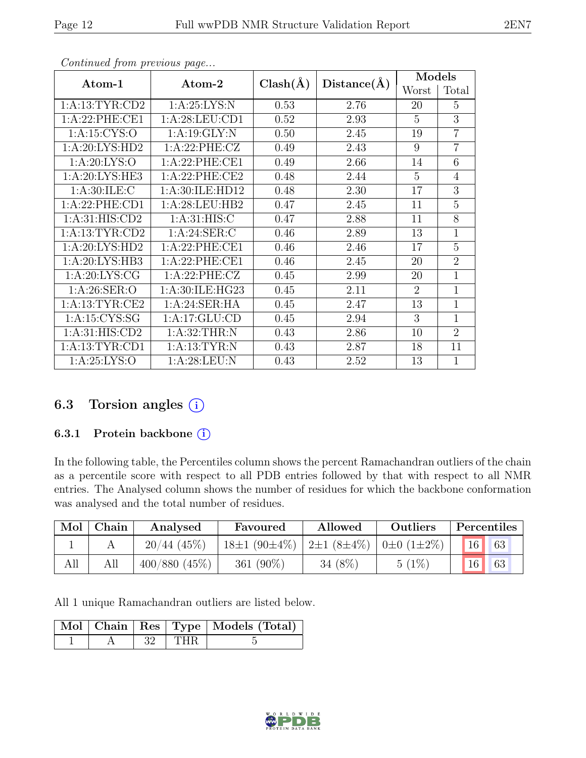*Continued from previous page...*

| Atom-1 | Atom-2 | Clash(Å) | Distance(Å) | Models | |
|---|---|---|---|---|---|
| | | | | Worst | Total |
| 1:A:13:TYR:CD2 | 1:A:25:LYS:N | 0.53 | 2.76 | 20 | 5 |
| 1:A:22:PHE:CE1 | 1:A:28:LEU:CD1 | 0.52 | 2.93 | 5 | 3 |
| 1:A:15:CYS:O | 1:A:19:GLY:N | 0.50 | 2.45 | 19 | 7 |
| 1:A:20:LYS:HD2 | 1:A:22:PHE:CZ | 0.49 | 2.43 | 9 | 7 |
| 1:A:20:LYS:O | 1:A:22:PHE:CE1 | 0.49 | 2.66 | 14 | 6 |
| 1:A:20:LYS:HE3 | 1:A:22:PHE:CE2 | 0.48 | 2.44 | 5 | 4 |
| 1:A:30:ILE:C | 1:A:30:ILE:HD12 | 0.48 | 2.30 | 17 | 3 |
| 1:A:22:PHE:CD1 | 1:A:28:LEU:HB2 | 0.47 | 2.45 | 11 | 5 |
| 1:A:31:HIS:CD2 | 1:A:31:HIS:C | 0.47 | 2.88 | 11 | 8 |
| 1:A:13:TYR:CD2 | 1:A:24:SER:C | 0.46 | 2.89 | 13 | 1 |
| 1:A:20:LYS:HD2 | 1:A:22:PHE:CE1 | 0.46 | 2.46 | 17 | 5 |
| 1:A:20:LYS:HB3 | 1:A:22:PHE:CE1 | 0.46 | 2.45 | 20 | 2 |
| 1:A:20:LYS:CG | 1:A:22:PHE:CZ | 0.45 | 2.99 | 20 | 1 |
| 1:A:26:SER:O | 1:A:30:ILE:HG23 | 0.45 | 2.11 | 2 | 1 |
| 1:A:13:TYR:CE2 | 1:A:24:SER:HA | 0.45 | 2.47 | 13 | 1 |
| 1:A:15:CYS:SG | 1:A:17:GLU:CD | 0.45 | 2.94 | 3 | 1 |
| 1:A:31:HIS:CD2 | 1:A:32:THR:N | 0.43 | 2.86 | 10 | 2 |
| 1:A:13:TYR:CD1 | 1:A:13:TYR:N | 0.43 | 2.87 | 18 | 11 |
| 1:A:25:LYS:O | 1:A:28:LEU:N | 0.43 | 2.52 | 13 | 1 |

## 6.3 Torsion angles (i)

### 6.3.1 Protein backbone (i)

In the following table, the Percentiles column shows the percent Ramachandran outliers of the chain as a percentile score with respect to all PDB entries followed by that with respect to all NMR entries. The Analysed column shows the number of residues for which the backbone conformation was analysed and the total number of residues.

| Mol | Chain | Analysed | Favoured | Allowed | Outliers | Percentiles | |
|---|---|---|---|---|---|---|---|
| 1 | A | 20/44 (45%) | 18±1 (90±4%) | 2±1 (8±4%) | 0±0 (1±2%) | 16 | 63 |
| All | All | 400/880 (45%) | 361 (90%) | 34 (8%) | 5 (1%) | 16 | 63 |

All 1 unique Ramachandran outliers are listed below.

| Mol | Chain | Res | Type | Models (Total) |
|---|---|---|---|---|
| 1 | A | 32 | THR | 5 |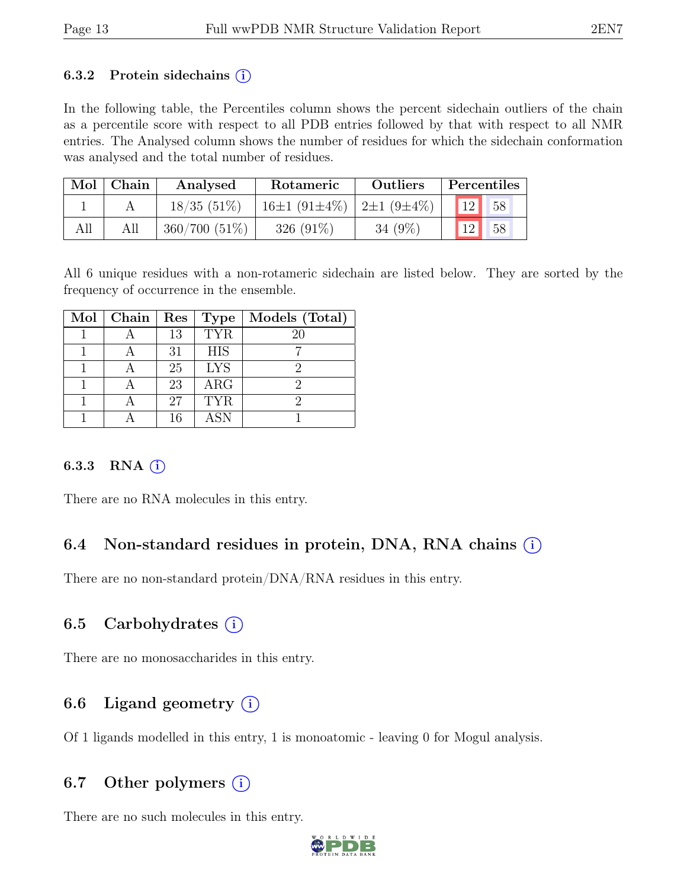### 6.3.2 Protein sidechains (i)

In the following table, the Percentiles column shows the percent sidechain outliers of the chain as a percentile score with respect to all PDB entries followed by that with respect to all NMR entries. The Analysed column shows the number of residues for which the sidechain conformation was analysed and the total number of residues.

| Mol | Chain | Analysed | Rotameric | Outliers | Percentiles | |
|---|---|---|---|---|---|---|
| 1 | A | 18/35 (51%) | 16±1 (91±4%) | 2±1 (9±4%) | 12 | 58 |
| All | All | 360/700 (51%) | 326 (91%) | 34 (9%) | 12 | 58 |

All 6 unique residues with a non-rotameric sidechain are listed below. They are sorted by the frequency of occurrence in the ensemble.

| Mol | Chain | Res | Type | Models (Total) |
|---|---|---|---|---|
| 1 | A | 13 | TYR | 20 |
| 1 | A | 31 | HIS | 7 |
| 1 | A | 25 | LYS | 2 |
| 1 | A | 23 | ARG | 2 |
| 1 | A | 27 | TYR | 2 |
| 1 | A | 16 | ASN | 1 |

### 6.3.3 RNA (i)

There are no RNA molecules in this entry.

## 6.4 Non-standard residues in protein, DNA, RNA chains (i)

There are no non-standard protein/DNA/RNA residues in this entry.

## 6.5 Carbohydrates (i)

There are no monosaccharides in this entry.

## 6.6 Ligand geometry (i)

Of 1 ligands modelled in this entry, 1 is monoatomic - leaving 0 for Mogul analysis.

## 6.7 Other polymers (i)

There are no such molecules in this entry.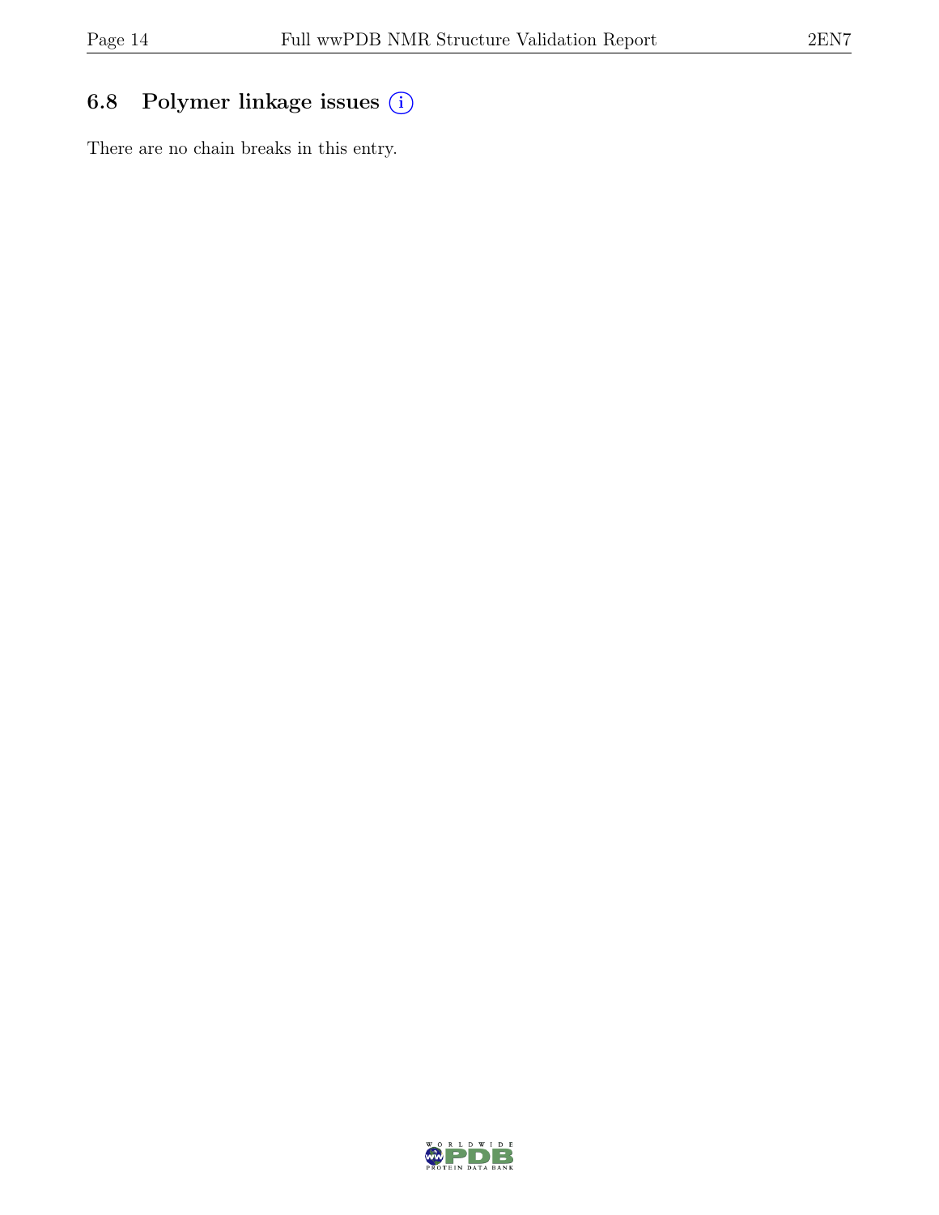## 6.8 Polymer linkage issues

There are no chain breaks in this entry.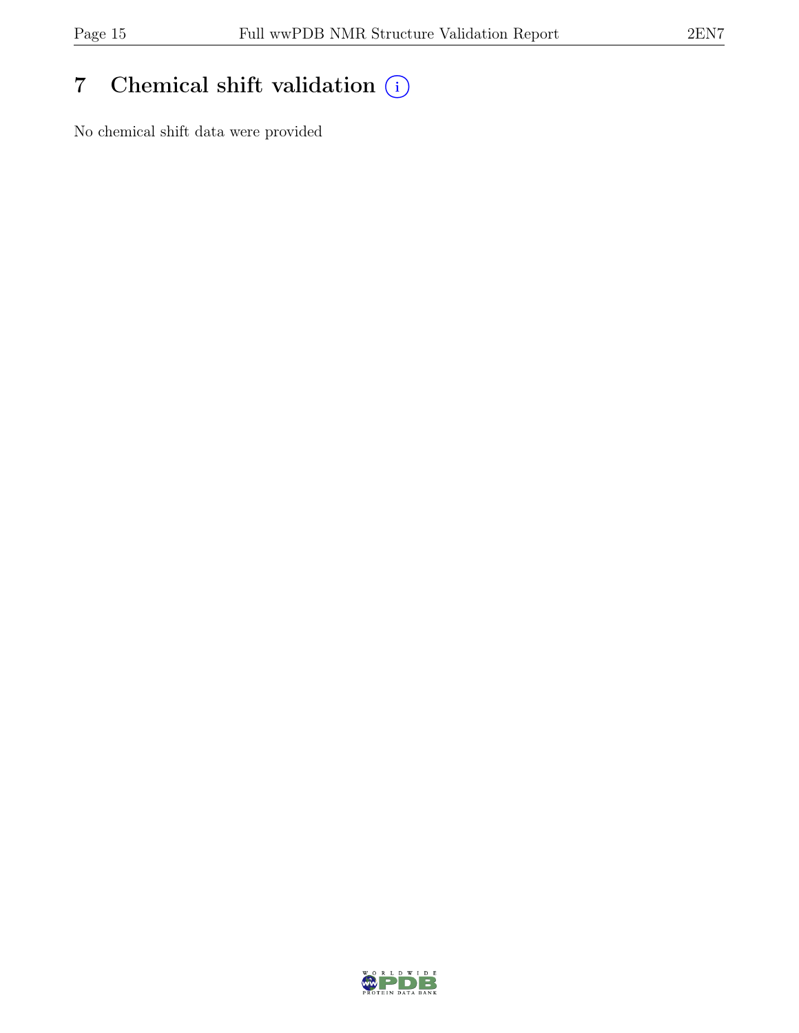# 7 Chemical shift validation

No chemical shift data were provided